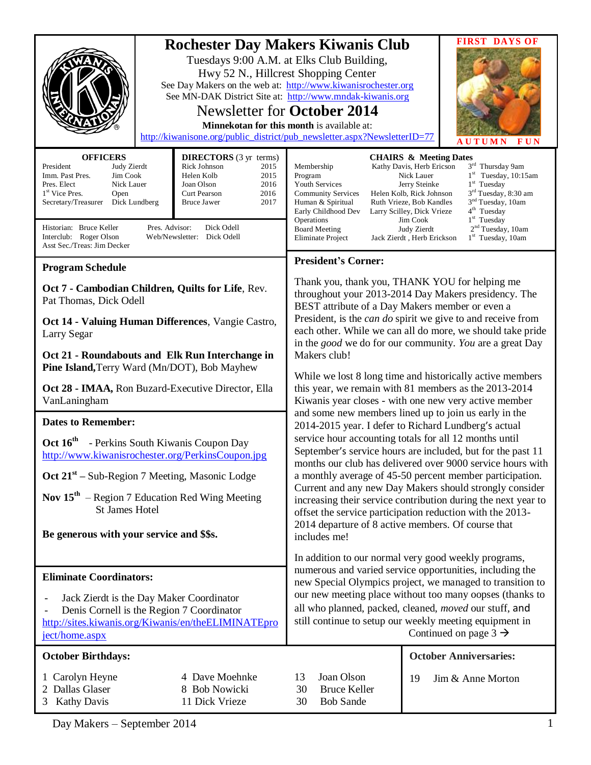# Rochester Day Makers Kiwanis Club

Tuesdays 9:00 A.M. at Elks Club Building,
Hwy 52 N., Hillcrest Shopping Center
See Day Makers on the web at: http://www.kiwanisrochester.org
See MN-DAK District Site at: http://www.mndak-kiwanis.org

## Newsletter for October 2014

**Minnekotan for this month** is available at:
http://kiwanisone.org/public_district/pub_newsletter.aspx?NewsletterID=77

**FIRST DAYS OF AUTUMN FUN**

### OFFICERS

| | |
|---|---|
| President | Judy Zierdt |
| Imm. Past Pres. | Jim Cook |
| Pres. Elect | Nick Lauer |
| 1st Vice Pres. | Open |
| Secretary/Treasurer | Dick Lundberg |

### DIRECTORS (3 yr terms)

| | |
|---|---|
| Rick Johnson | 2015 |
| Helen Kolb | 2015 |
| Joan Olson | 2016 |
| Curt Pearson | 2016 |
| Bruce Jawer | 2017 |

Historian: Bruce Keller
Pres. Advisor: Dick Odell
Interclub: Roger Olson
Web/Newsletter: Dick Odell
Asst Sec./Treas: Jim Decker

### CHAIRS & Meeting Dates

| | | |
|---|---|---|
| Membership | Kathy Davis, Herb Ericson | 3rd Thursday 9am |
| Program | Nick Lauer | 1st Tuesday, 10:15am |
| Youth Services | Jerry Steinke | 1st Tuesday |
| Community Services | Helen Kolb, Rick Johnson | 3rd Tuesday, 8:30 am |
| Human & Spiritual | Ruth Vrieze, Bob Kandles | 3nd Tuesday, 10am |
| Early Childhood Dev | Larry Scilley, Dick Vrieze | 4th Tuesday |
| Operations | Jim Cook | 1st Tuesday |
| Board Meeting | Judy Zierdt | 2nd Tuesday, 10am |
| Eliminate Project | Jack Zierdt , Herb Erickson | 1st Tuesday, 10am |

### Program Schedule

**Oct 7 - Cambodian Children, Quilts for Life**, Rev. Pat Thomas, Dick Odell

**Oct 14 - Valuing Human Differences**, Vangie Castro, Larry Segar

**Oct 21 - Roundabouts and Elk Run Interchange in Pine Island,** Terry Ward (Mn/DOT), Bob Mayhew

**Oct 28 - IMAA,** Ron Buzard-Executive Director, Ella VanLaningham

### Dates to Remember:

**Oct 16th** - Perkins South Kiwanis Coupon Day
http://www.kiwanisrochester.org/PerkinsCoupon.jpg

**Oct 21st** – Sub-Region 7 Meeting, Masonic Lodge

**Nov 15th** – Region 7 Education Red Wing Meeting St James Hotel

**Be generous with your service and $$s.**

### Eliminate Coordinators:

- Jack Zierdt is the Day Maker Coordinator
- Denis Cornell is the Region 7 Coordinator

http://sites.kiwanis.org/Kiwanis/en/theELIMINATEproject/home.aspx

### President's Corner:

Thank you, thank you, THANK YOU for helping me throughout your 2013-2014 Day Makers presidency. The BEST attribute of a Day Makers member or even a President, is the *can do* spirit we give to and receive from each other. While we can all do more, we should take pride in the *good* we do for our community. *You* are a great Day Makers club!

While we lost 8 long time and historically active members this year, we remain with 81 members as the 2013-2014 Kiwanis year closes - with one new very active member and some new members lined up to join us early in the 2014-2015 year. I defer to Richard Lundberg's actual service hour accounting totals for all 12 months until September's service hours are included, but for the past 11 months our club has delivered over 9000 service hours with a monthly average of 45-50 percent member participation. Current and any new Day Makers should strongly consider increasing their service contribution during the next year to offset the service participation reduction with the 2013-2014 departure of 8 active members. Of course that includes me!

In addition to our normal very good weekly programs, numerous and varied service opportunities, including the new Special Olympics project, we managed to transition to our new meeting place without too many oopses (thanks to all who planned, packed, cleaned, *moved* our stuff, and still continue to setup our weekly meeting equipment in

Continued on page 3 →

### October Birthdays:

| | | |
|---|---|---|
| 1 Carolyn Heyne | 4 Dave Moehnke | 13 Joan Olson |
| 2 Dallas Glaser | 8 Bob Nowicki | 30 Bruce Keller |
| 3 Kathy Davis | 11 Dick Vrieze | 30 Bob Sande |

### October Anniversaries:

19 Jim & Anne Morton

Day Makers – September 2014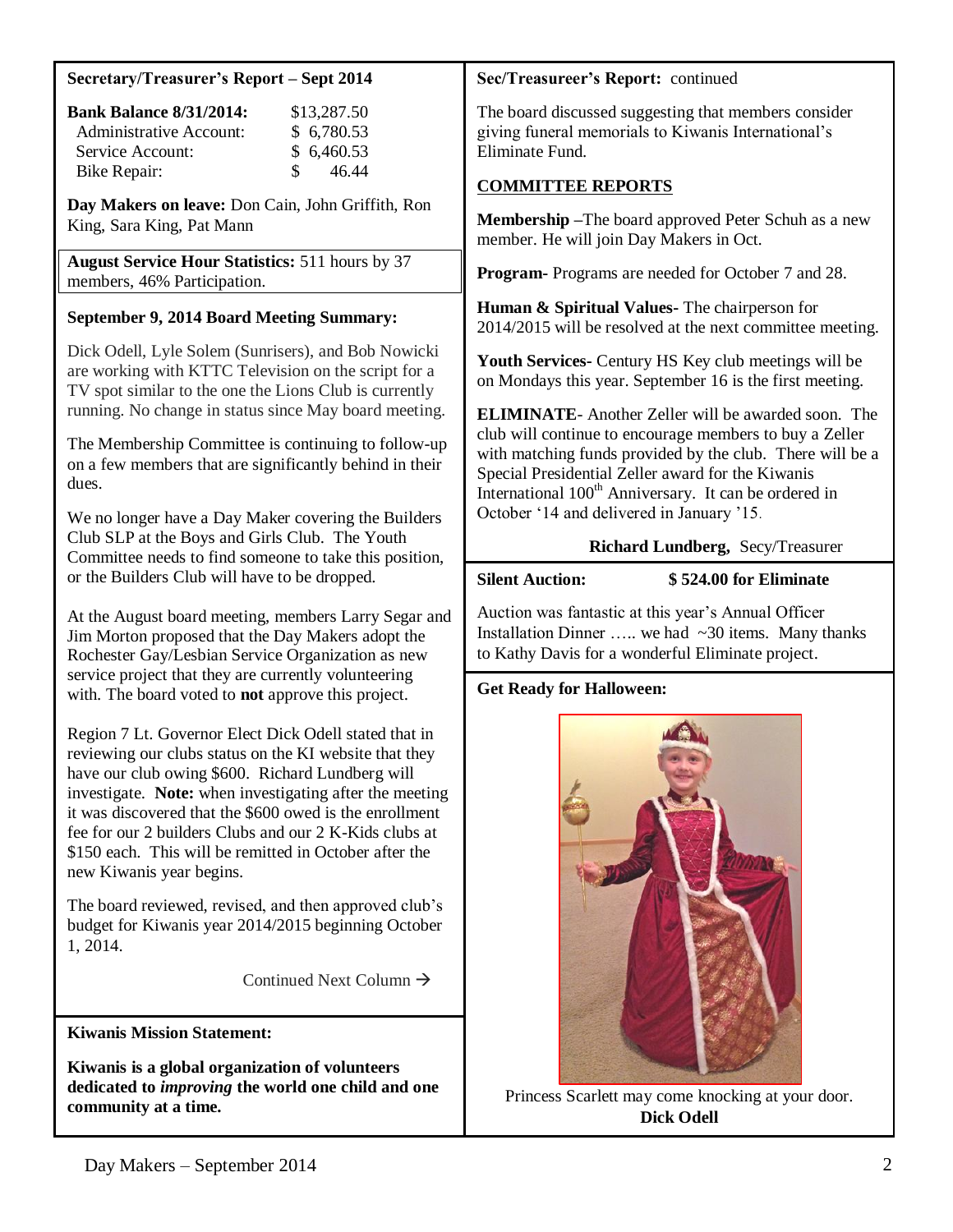**Secretary/Treasurer's Report – Sept 2014**

| **Bank Balance 8/31/2014:** | $13,287.50 |
| --- | --- |
| Administrative Account: | $ 6,780.53 |
| Service Account: | $ 6,460.53 |
| Bike Repair: | $ 46.44 |

**Day Makers on leave:** Don Cain, John Griffith, Ron King, Sara King, Pat Mann

**August Service Hour Statistics:** 511 hours by 37 members, 46% Participation.

**September 9, 2014 Board Meeting Summary:**

Dick Odell, Lyle Solem (Sunrisers), and Bob Nowicki are working with KTTC Television on the script for a TV spot similar to the one the Lions Club is currently running. No change in status since May board meeting.

The Membership Committee is continuing to follow-up on a few members that are significantly behind in their dues.

We no longer have a Day Maker covering the Builders Club SLP at the Boys and Girls Club. The Youth Committee needs to find someone to take this position, or the Builders Club will have to be dropped.

At the August board meeting, members Larry Segar and Jim Morton proposed that the Day Makers adopt the Rochester Gay/Lesbian Service Organization as new service project that they are currently volunteering with. The board voted to **not** approve this project.

Region 7 Lt. Governor Elect Dick Odell stated that in reviewing our clubs status on the KI website that they have our club owing $600. Richard Lundberg will investigate. **Note:** when investigating after the meeting it was discovered that the $600 owed is the enrollment fee for our 2 builders Clubs and our 2 K-Kids clubs at $150 each. This will be remitted in October after the new Kiwanis year begins.

The board reviewed, revised, and then approved club's budget for Kiwanis year 2014/2015 beginning October 1, 2014.

Continued Next Column →

**Kiwanis Mission Statement:**

**Kiwanis is a global organization of volunteers dedicated to *improving* the world one child and one community at a time.**

**Sec/Treasureer's Report:** continued

The board discussed suggesting that members consider giving funeral memorials to Kiwanis International's Eliminate Fund.

**COMMITTEE REPORTS**

**Membership** –The board approved Peter Schuh as a new member. He will join Day Makers in Oct.

**Program**- Programs are needed for October 7 and 28.

**Human & Spiritual Values**- The chairperson for 2014/2015 will be resolved at the next committee meeting.

**Youth Services**- Century HS Key club meetings will be on Mondays this year. September 16 is the first meeting.

**ELIMINATE**- Another Zeller will be awarded soon. The club will continue to encourage members to buy a Zeller with matching funds provided by the club. There will be a Special Presidential Zeller award for the Kiwanis International 100th Anniversary. It can be ordered in October '14 and delivered in January '15.

**Richard Lundberg,** Secy/Treasurer

**Silent Auction:** **$ 524.00 for Eliminate**

Auction was fantastic at this year's Annual Officer Installation Dinner ….. we had ~30 items. Many thanks to Kathy Davis for a wonderful Eliminate project.

**Get Ready for Halloween:**

Princess Scarlett may come knocking at your door.
**Dick Odell**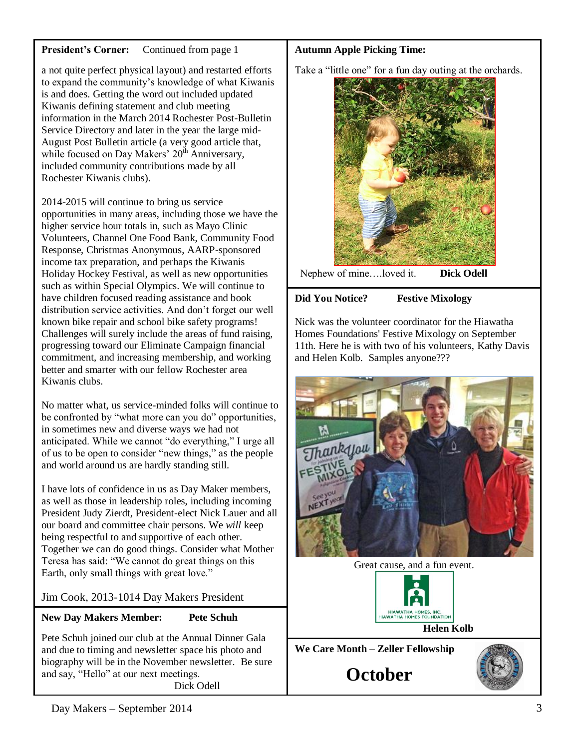**President's Corner:** Continued from page 1

a not quite perfect physical layout) and restarted efforts to expand the community's knowledge of what Kiwanis is and does. Getting the word out included updated Kiwanis defining statement and club meeting information in the March 2014 Rochester Post-Bulletin Service Directory and later in the year the large mid-August Post Bulletin article (a very good article that, while focused on Day Makers' 20th Anniversary, included community contributions made by all Rochester Kiwanis clubs).

2014-2015 will continue to bring us service opportunities in many areas, including those we have the higher service hour totals in, such as Mayo Clinic Volunteers, Channel One Food Bank, Community Food Response, Christmas Anonymous, AARP-sponsored income tax preparation, and perhaps the Kiwanis Holiday Hockey Festival, as well as new opportunities such as within Special Olympics. We will continue to have children focused reading assistance and book distribution service activities. And don't forget our well known bike repair and school bike safety programs! Challenges will surely include the areas of fund raising, progressing toward our Eliminate Campaign financial commitment, and increasing membership, and working better and smarter with our fellow Rochester area Kiwanis clubs.

No matter what, us service-minded folks will continue to be confronted by "what more can you do" opportunities, in sometimes new and diverse ways we had not anticipated. While we cannot "do everything," I urge all of us to be open to consider "new things," as the people and world around us are hardly standing still.

I have lots of confidence in us as Day Maker members, as well as those in leadership roles, including incoming President Judy Zierdt, President-elect Nick Lauer and all our board and committee chair persons. We *will* keep being respectful to and supportive of each other. Together we can do good things. Consider what Mother Teresa has said: "We cannot do great things on this Earth, only small things with great love."

Jim Cook, 2013-1014 Day Makers President

**New Day Makers Member:** **Pete Schuh**

Pete Schuh joined our club at the Annual Dinner Gala and due to timing and newsletter space his photo and biography will be in the November newsletter. Be sure and say, "Hello" at our next meetings.

Dick Odell

**Autumn Apple Picking Time:**

Take a "little one" for a fun day outing at the orchards.

Nephew of mine….loved it. **Dick Odell**

**Did You Notice?** **Festive Mixology**

Nick was the volunteer coordinator for the Hiawatha Homes Foundations' Festive Mixology on September 11th. Here he is with two of his volunteers, Kathy Davis and Helen Kolb. Samples anyone???

Great cause, and a fun event.

HIAWATHA HOMES, INC.
HIAWATHA HOMES FOUNDATION

**Helen Kolb**

**We Care Month – Zeller Fellowship**

# October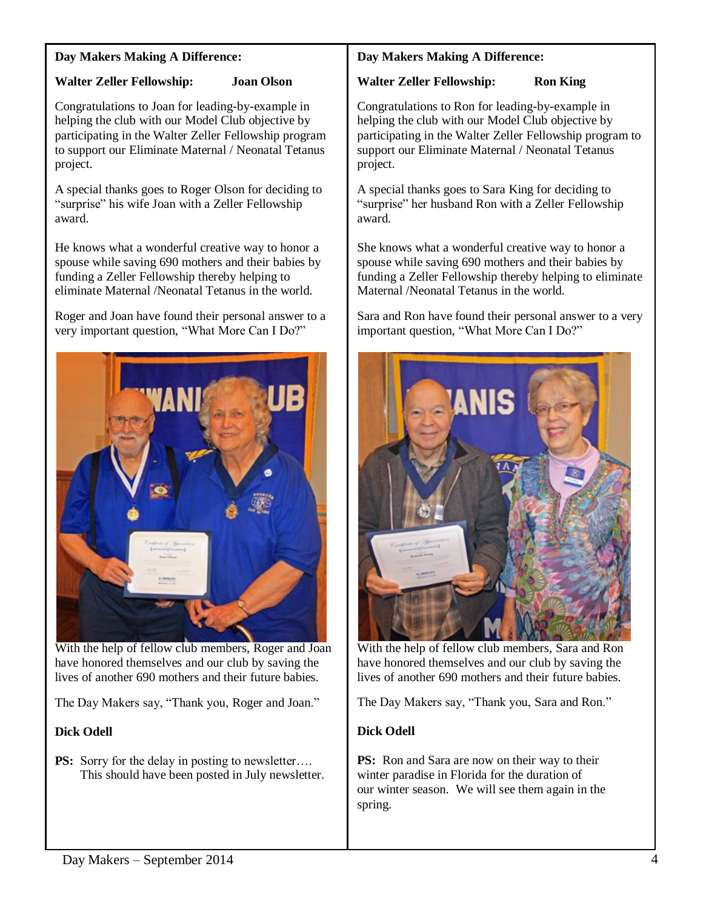**Day Makers Making A Difference:**

**Walter Zeller Fellowship: Joan Olson**

Congratulations to Joan for leading-by-example in helping the club with our Model Club objective by participating in the Walter Zeller Fellowship program to support our Eliminate Maternal / Neonatal Tetanus project.

A special thanks goes to Roger Olson for deciding to "surprise" his wife Joan with a Zeller Fellowship award.

He knows what a wonderful creative way to honor a spouse while saving 690 mothers and their babies by funding a Zeller Fellowship thereby helping to eliminate Maternal /Neonatal Tetanus in the world.

Roger and Joan have found their personal answer to a very important question, "What More Can I Do?"

With the help of fellow club members, Roger and Joan have honored themselves and our club by saving the lives of another 690 mothers and their future babies.

The Day Makers say, "Thank you, Roger and Joan."

**Dick Odell**

**PS:** Sorry for the delay in posting to newsletter…. This should have been posted in July newsletter.

**Day Makers Making A Difference:**

**Walter Zeller Fellowship: Ron King**

Congratulations to Ron for leading-by-example in helping the club with our Model Club objective by participating in the Walter Zeller Fellowship program to support our Eliminate Maternal / Neonatal Tetanus project.

A special thanks goes to Sara King for deciding to "surprise" her husband Ron with a Zeller Fellowship award.

She knows what a wonderful creative way to honor a spouse while saving 690 mothers and their babies by funding a Zeller Fellowship thereby helping to eliminate Maternal /Neonatal Tetanus in the world.

Sara and Ron have found their personal answer to a very important question, "What More Can I Do?"

With the help of fellow club members, Sara and Ron have honored themselves and our club by saving the lives of another 690 mothers and their future babies.

The Day Makers say, "Thank you, Sara and Ron."

**Dick Odell**

**PS:** Ron and Sara are now on their way to their winter paradise in Florida for the duration of our winter season. We will see them again in the spring.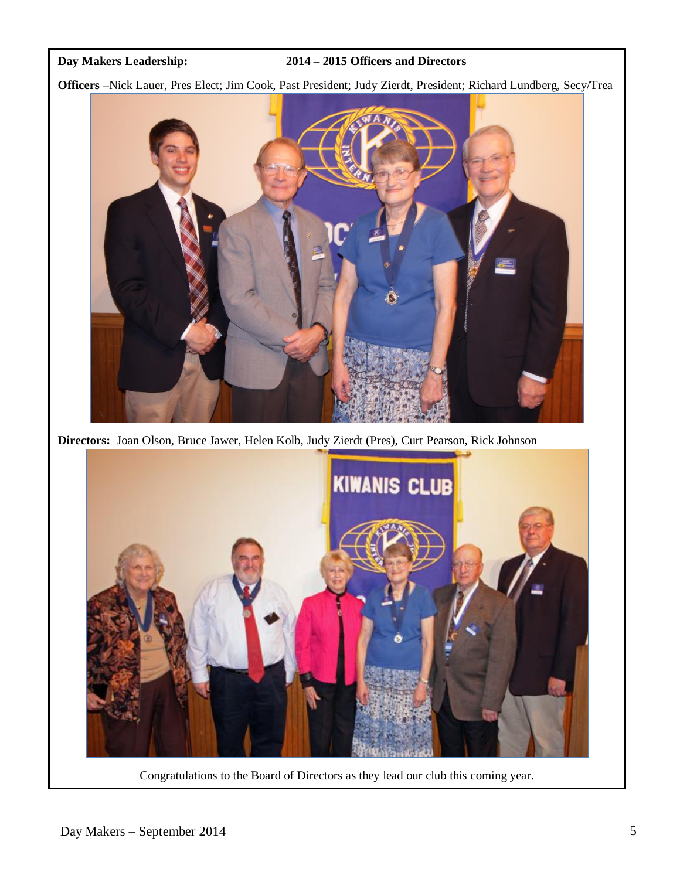**Day Makers Leadership:** **2014 – 2015 Officers and Directors**

**Officers** –Nick Lauer, Pres Elect; Jim Cook, Past President; Judy Zierdt, President; Richard Lundberg, Secy/Trea

**Directors:** Joan Olson, Bruce Jawer, Helen Kolb, Judy Zierdt (Pres), Curt Pearson, Rick Johnson

Congratulations to the Board of Directors as they lead our club this coming year.